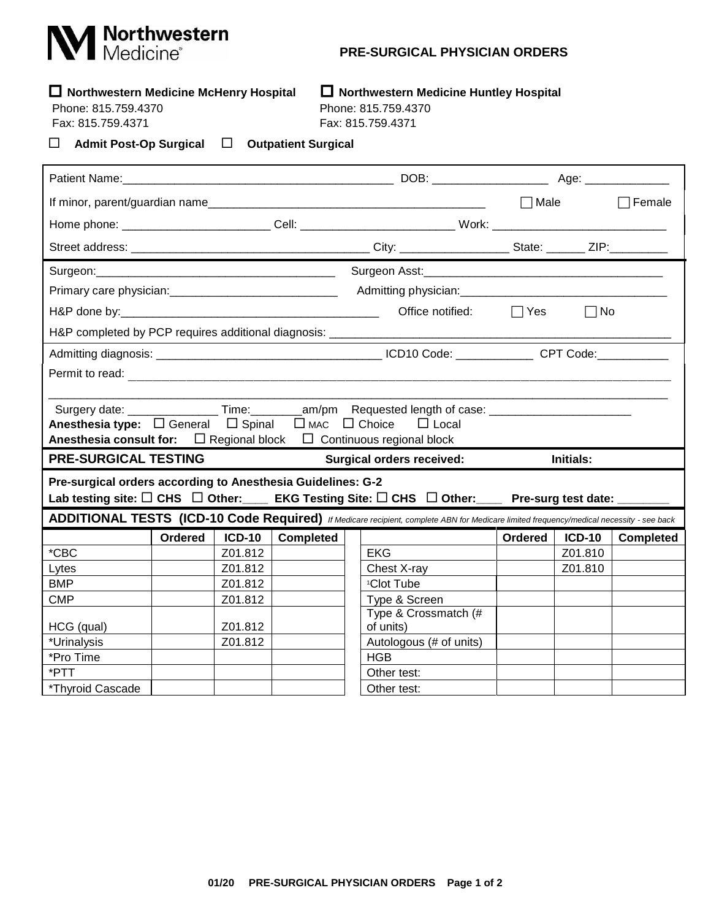Northwestern Medicine

# PRE-SURGICAL PHYSICIAN ORDERS

☐ **Northwestern Medicine McHenry Hospital**
Phone: 815.759.4370
Fax: 815.759.4371

☐ **Northwestern Medicine Huntley Hospital**
Phone: 815.759.4370
Fax: 815.759.4371

☐ **Admit Post-Op Surgical** ☐ **Outpatient Surgical**

Patient Name:__________________________________________ DOB: __________________ Age: _____________

If minor, parent/guardian name___________________________________________ ☐ Male ☐ Female

Home phone: ______________________ Cell: _______________________ Work: __________________________

Street address: ____________________________________ City: ________________ State: ______ ZIP:_________

Surgeon:_____________________________________ Surgeon Asst:____________________________________

Primary care physician:__________________________ Admitting physician:_______________________________

H&P done by:________________________________________ Office notified: ☐ Yes ☐ No

H&P completed by PCP requires additional diagnosis: ____________________________________________________

Admitting diagnosis: __________________________________ ICD10 Code: ____________ CPT Code:___________

Permit to read: _______________________________________________________________________________

_______________________________________________________________________________________________

Surgery date: ______________ Time:________am/pm Requested length of case: ______________________

**Anesthesia type:** ☐ General ☐ Spinal ☐ MAC ☐ Choice ☐ Local

**Anesthesia consult for:** ☐ Regional block ☐ Continuous regional block

## PRE-SURGICAL TESTING

**Surgical orders received:** **Initials:**

**Pre-surgical orders according to Anesthesia Guidelines: G-2**

**Lab testing site:** ☐ **CHS** ☐ **Other:____ EKG Testing Site:** ☐ **CHS** ☐ **Other:____ Pre-surg test date: ________**

## ADDITIONAL TESTS (ICD-10 Code Required)

*If Medicare recipient, complete ABN for Medicare limited frequency/medical necessity - see back*

| | Ordered | ICD-10 | Completed | | | Ordered | ICD-10 | Completed |
|---|---|---|---|---|---|---|---|---|
| *CBC | | Z01.812 | | | EKG | | Z01.810 | |
| Lytes | | Z01.812 | | | Chest X-ray | | Z01.810 | |
| BMP | | Z01.812 | | | [1]Clot Tube | | | |
| CMP | | Z01.812 | | | Type & Screen | | | |
| HCG (qual) | | Z01.812 | | | Type & Crossmatch (# of units) | | | |
| *Urinalysis | | Z01.812 | | | Autologous (# of units) | | | |
| *Pro Time | | | | | HGB | | | |
| *PTT | | | | | Other test: | | | |
| *Thyroid Cascade | | | | | Other test: | | | |

01/20 PRE-SURGICAL PHYSICIAN ORDERS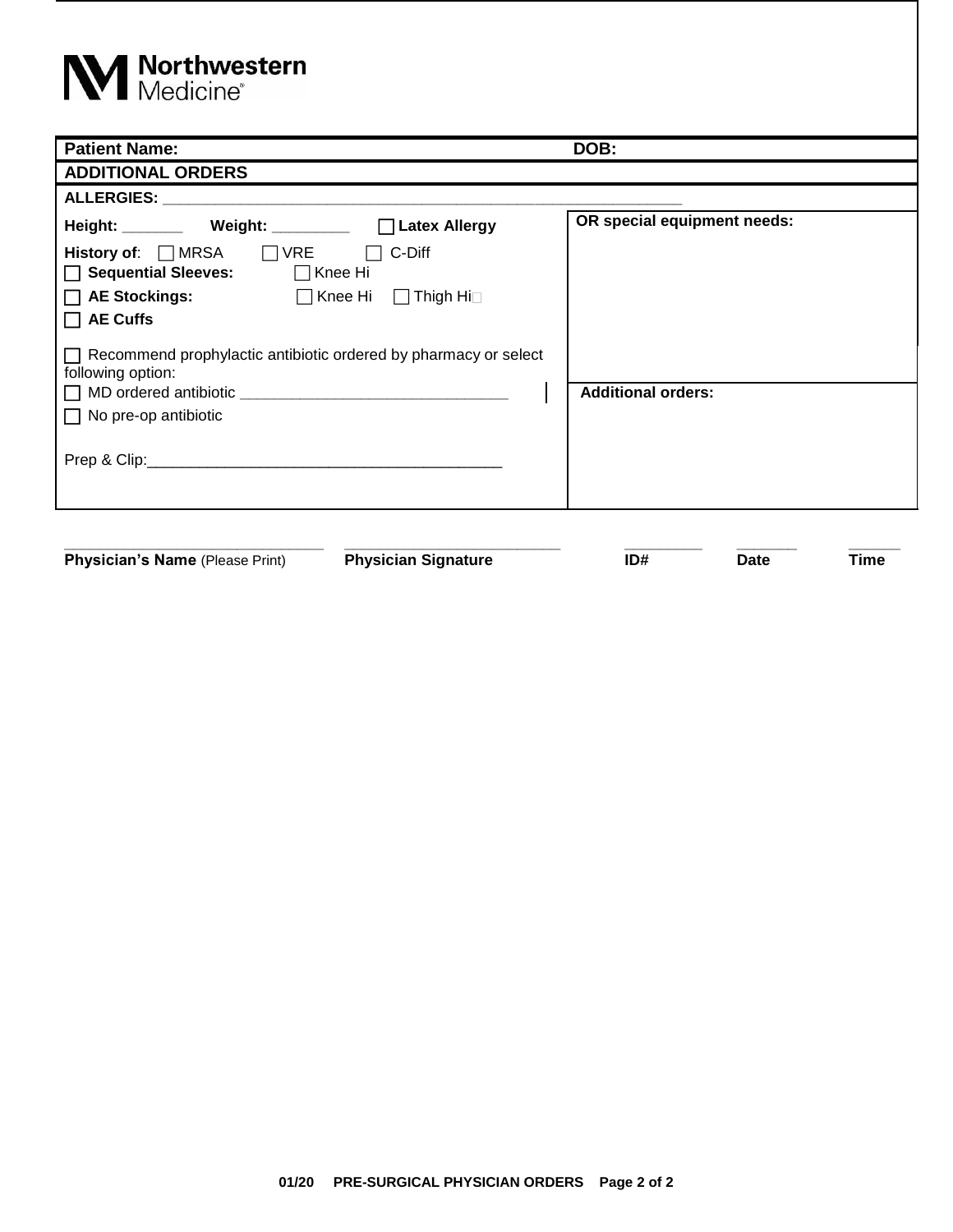**Northwestern Medicine®**

| **Patient Name:** | **DOB:** |
|---|---|

**ADDITIONAL ORDERS**

**ALLERGIES:** _______________________________________________________________

**Height:** _______ **Weight:** _________ ☐ **Latex Allergy**

**History of**: ☐ MRSA ☐ VRE ☐ C-Diff

☐ **Sequential Sleeves:** ☐ Knee Hi

☐ **AE Stockings:** ☐ Knee Hi ☐ Thigh Hi

☐ **AE Cuffs**

☐ Recommend prophylactic antibiotic ordered by pharmacy or select following option:

☐ MD ordered antibiotic _______________________________

☐ No pre-op antibiotic

Prep & Clip:_________________________________________

**OR special equipment needs:**

**Additional orders:**

_____________________________ **Physician's Name** (Please Print)

_________________________ **Physician Signature**

_________ **ID#**

_______ **Date**

______ **Time**

01/20 PRE-SURGICAL PHYSICIAN ORDERS